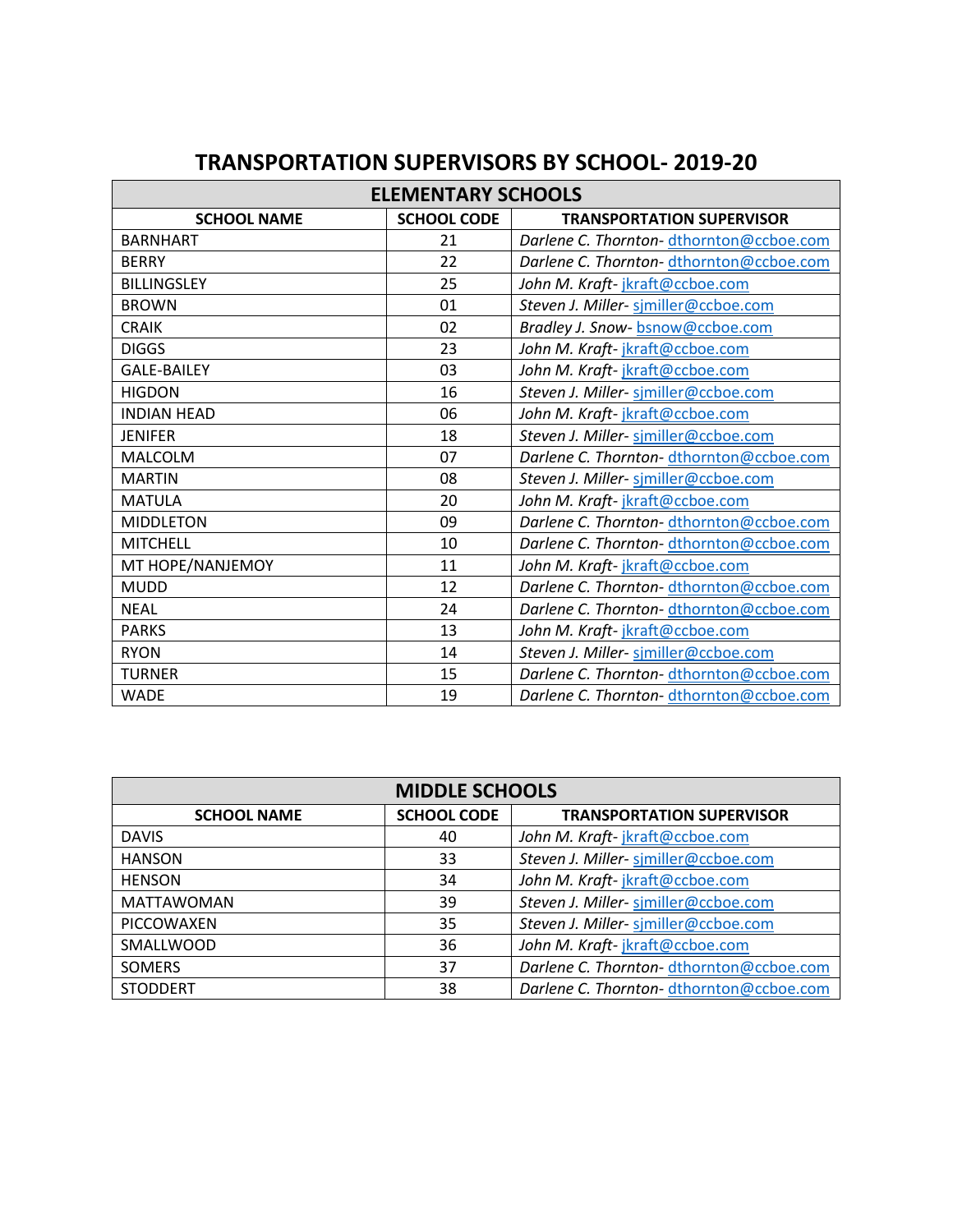# TRANSPORTATION SUPERVISORS BY SCHOOL- 2019-20

| ELEMENTARY SCHOOLS | | |
|---|---|---|
| **SCHOOL NAME** | **SCHOOL CODE** | **TRANSPORTATION SUPERVISOR** |
| BARNHART | 21 | *Darlene C. Thornton-* dthornton@ccboe.com |
| BERRY | 22 | *Darlene C. Thornton-* dthornton@ccboe.com |
| BILLINGSLEY | 25 | *John M. Kraft-* jkraft@ccboe.com |
| BROWN | 01 | *Steven J. Miller-* sjmiller@ccboe.com |
| CRAIK | 02 | *Bradley J. Snow-* bsnow@ccboe.com |
| DIGGS | 23 | *John M. Kraft-* jkraft@ccboe.com |
| GALE-BAILEY | 03 | *John M. Kraft-* jkraft@ccboe.com |
| HIGDON | 16 | *Steven J. Miller-* sjmiller@ccboe.com |
| INDIAN HEAD | 06 | *John M. Kraft-* jkraft@ccboe.com |
| JENIFER | 18 | *Steven J. Miller-* sjmiller@ccboe.com |
| MALCOLM | 07 | *Darlene C. Thornton-* dthornton@ccboe.com |
| MARTIN | 08 | *Steven J. Miller-* sjmiller@ccboe.com |
| MATULA | 20 | *John M. Kraft-* jkraft@ccboe.com |
| MIDDLETON | 09 | *Darlene C. Thornton-* dthornton@ccboe.com |
| MITCHELL | 10 | *Darlene C. Thornton-* dthornton@ccboe.com |
| MT HOPE/NANJEMOY | 11 | *John M. Kraft-* jkraft@ccboe.com |
| MUDD | 12 | *Darlene C. Thornton-* dthornton@ccboe.com |
| NEAL | 24 | *Darlene C. Thornton-* dthornton@ccboe.com |
| PARKS | 13 | *John M. Kraft-* jkraft@ccboe.com |
| RYON | 14 | *Steven J. Miller-* sjmiller@ccboe.com |
| TURNER | 15 | *Darlene C. Thornton-* dthornton@ccboe.com |
| WADE | 19 | *Darlene C. Thornton-* dthornton@ccboe.com |

| MIDDLE SCHOOLS | | |
|---|---|---|
| **SCHOOL NAME** | **SCHOOL CODE** | **TRANSPORTATION SUPERVISOR** |
| DAVIS | 40 | *John M. Kraft-* jkraft@ccboe.com |
| HANSON | 33 | *Steven J. Miller-* sjmiller@ccboe.com |
| HENSON | 34 | *John M. Kraft-* jkraft@ccboe.com |
| MATTAWOMAN | 39 | *Steven J. Miller-* sjmiller@ccboe.com |
| PICCOWAXEN | 35 | *Steven J. Miller-* sjmiller@ccboe.com |
| SMALLWOOD | 36 | *John M. Kraft-* jkraft@ccboe.com |
| SOMERS | 37 | *Darlene C. Thornton-* dthornton@ccboe.com |
| STODDERT | 38 | *Darlene C. Thornton-* dthornton@ccboe.com |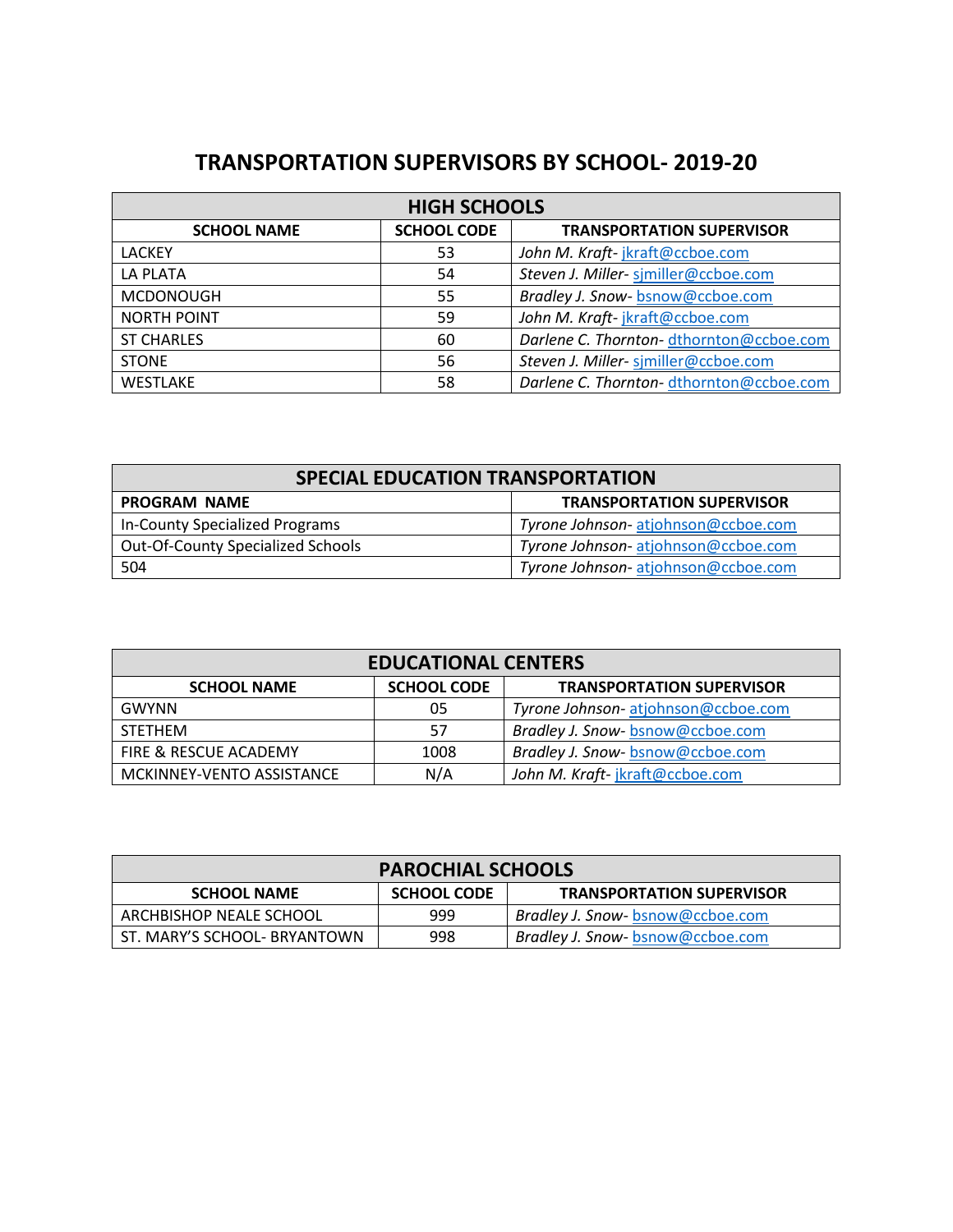# TRANSPORTATION SUPERVISORS BY SCHOOL- 2019-20

| HIGH SCHOOLS | | |
|---|---|---|
| **SCHOOL NAME** | **SCHOOL CODE** | **TRANSPORTATION SUPERVISOR** |
| LACKEY | 53 | *John M. Kraft*- jkraft@ccboe.com |
| LA PLATA | 54 | *Steven J. Miller*- sjmiller@ccboe.com |
| MCDONOUGH | 55 | *Bradley J. Snow*- bsnow@ccboe.com |
| NORTH POINT | 59 | *John M. Kraft*- jkraft@ccboe.com |
| ST CHARLES | 60 | *Darlene C. Thornton*- dthornton@ccboe.com |
| STONE | 56 | *Steven J. Miller*- sjmiller@ccboe.com |
| WESTLAKE | 58 | *Darlene C. Thornton*- dthornton@ccboe.com |

| SPECIAL EDUCATION TRANSPORTATION | |
|---|---|
| **PROGRAM NAME** | **TRANSPORTATION SUPERVISOR** |
| In-County Specialized Programs | *Tyrone Johnson*- atjohnson@ccboe.com |
| Out-Of-County Specialized Schools | *Tyrone Johnson*- atjohnson@ccboe.com |
| 504 | *Tyrone Johnson*- atjohnson@ccboe.com |

| EDUCATIONAL CENTERS | | |
|---|---|---|
| **SCHOOL NAME** | **SCHOOL CODE** | **TRANSPORTATION SUPERVISOR** |
| GWYNN | 05 | *Tyrone Johnson*- atjohnson@ccboe.com |
| STETHEM | 57 | *Bradley J. Snow*- bsnow@ccboe.com |
| FIRE & RESCUE ACADEMY | 1008 | *Bradley J. Snow*- bsnow@ccboe.com |
| MCKINNEY-VENTO ASSISTANCE | N/A | *John M. Kraft*- jkraft@ccboe.com |

| PAROCHIAL SCHOOLS | | |
|---|---|---|
| **SCHOOL NAME** | **SCHOOL CODE** | **TRANSPORTATION SUPERVISOR** |
| ARCHBISHOP NEALE SCHOOL | 999 | *Bradley J. Snow*- bsnow@ccboe.com |
| ST. MARY'S SCHOOL- BRYANTOWN | 998 | *Bradley J. Snow*- bsnow@ccboe.com |